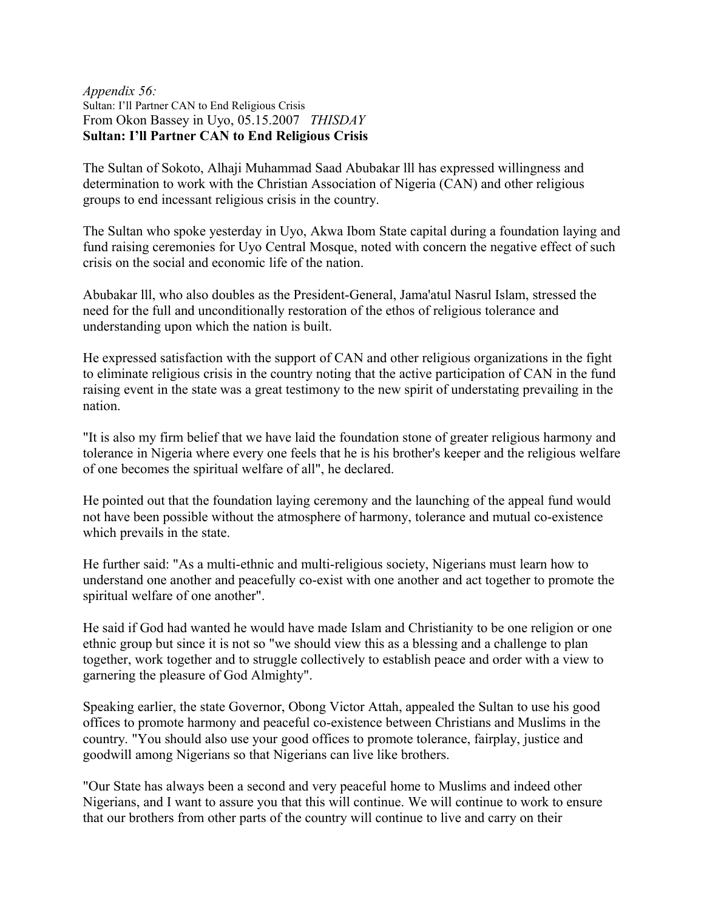*Appendix 56:*
Sultan: I'll Partner CAN to End Religious Crisis
From Okon Bassey in Uyo, 05.15.2007 *THISDAY*
**Sultan: I'll Partner CAN to End Religious Crisis**

The Sultan of Sokoto, Alhaji Muhammad Saad Abubakar lll has expressed willingness and determination to work with the Christian Association of Nigeria (CAN) and other religious groups to end incessant religious crisis in the country.

The Sultan who spoke yesterday in Uyo, Akwa Ibom State capital during a foundation laying and fund raising ceremonies for Uyo Central Mosque, noted with concern the negative effect of such crisis on the social and economic life of the nation.

Abubakar lll, who also doubles as the President-General, Jama'atul Nasrul Islam, stressed the need for the full and unconditionally restoration of the ethos of religious tolerance and understanding upon which the nation is built.

He expressed satisfaction with the support of CAN and other religious organizations in the fight to eliminate religious crisis in the country noting that the active participation of CAN in the fund raising event in the state was a great testimony to the new spirit of understating prevailing in the nation.

"It is also my firm belief that we have laid the foundation stone of greater religious harmony and tolerance in Nigeria where every one feels that he is his brother's keeper and the religious welfare of one becomes the spiritual welfare of all", he declared.

He pointed out that the foundation laying ceremony and the launching of the appeal fund would not have been possible without the atmosphere of harmony, tolerance and mutual co-existence which prevails in the state.

He further said: "As a multi-ethnic and multi-religious society, Nigerians must learn how to understand one another and peacefully co-exist with one another and act together to promote the spiritual welfare of one another".

He said if God had wanted he would have made Islam and Christianity to be one religion or one ethnic group but since it is not so "we should view this as a blessing and a challenge to plan together, work together and to struggle collectively to establish peace and order with a view to garnering the pleasure of God Almighty".

Speaking earlier, the state Governor, Obong Victor Attah, appealed the Sultan to use his good offices to promote harmony and peaceful co-existence between Christians and Muslims in the country. "You should also use your good offices to promote tolerance, fairplay, justice and goodwill among Nigerians so that Nigerians can live like brothers.

"Our State has always been a second and very peaceful home to Muslims and indeed other Nigerians, and I want to assure you that this will continue. We will continue to work to ensure that our brothers from other parts of the country will continue to live and carry on their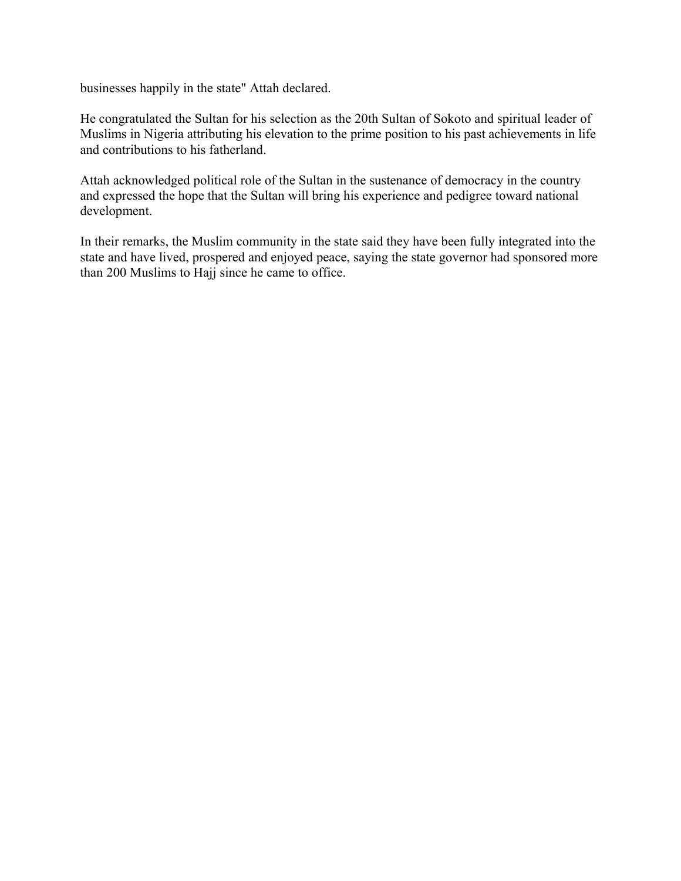businesses happily in the state" Attah declared.

He congratulated the Sultan for his selection as the 20th Sultan of Sokoto and spiritual leader of Muslims in Nigeria attributing his elevation to the prime position to his past achievements in life and contributions to his fatherland.

Attah acknowledged political role of the Sultan in the sustenance of democracy in the country and expressed the hope that the Sultan will bring his experience and pedigree toward national development.

In their remarks, the Muslim community in the state said they have been fully integrated into the state and have lived, prospered and enjoyed peace, saying the state governor had sponsored more than 200 Muslims to Hajj since he came to office.